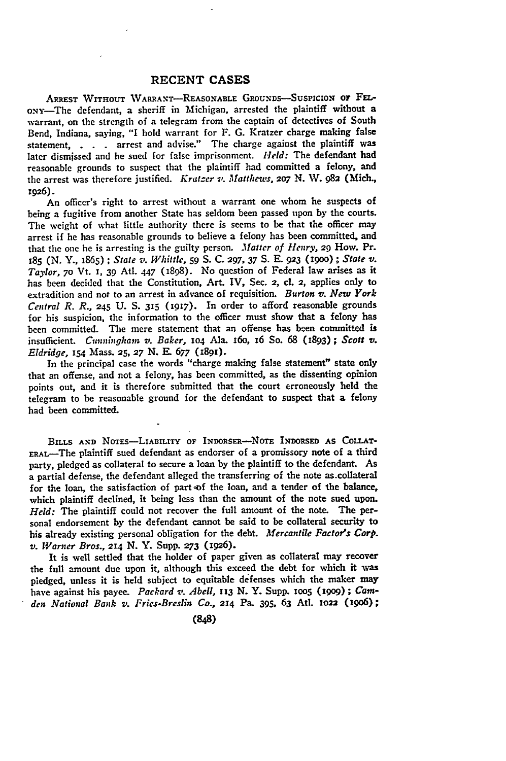## RECENT CASES

Arrest Without Warrant—Reasonable Grounds—Suspicion of Felony—The defendant, a sheriff in Michigan, arrested the plaintiff without a warrant, on the strength of a telegram from the captain of detectives of South Bend, Indiana, saying, "I hold warrant for F. G. Kratzer charge making false statement, . . . arrest and advise." The charge against the plaintiff was later dismissed and he sued for false imprisonment. *Held:* The defendant had reasonable grounds to suspect that the plaintiff had committed a felony, and the arrest was therefore justified. *Kratzer v. Matthews*, 207 N. W. 982 (Mich., 1926).

An officer's right to arrest without a warrant one whom he suspects of being a fugitive from another State has seldom been passed upon by the courts. The weight of what little authority there is seems to be that the officer may arrest if he has reasonable grounds to believe a felony has been committed, and that the one he is arresting is the guilty person. *Matter of Henry*, 29 How. Pr. 185 (N. Y., 1865); *State v. Whittle*, 59 S. C. 297, 37 S. E. 923 (1900); *State v. Taylor*, 70 Vt. 1, 39 Atl. 447 (1898). No question of Federal law arises as it has been decided that the Constitution, Art. IV, Sec. 2, cl. 2, applies only to extradition and not to an arrest in advance of requisition. *Burton v. New York Central R. R.*, 245 U. S. 315 (1917). In order to afford reasonable grounds for his suspicion, the information to the officer must show that a felony has been committed. The mere statement that an offense has been committed is insufficient. *Cunningham v. Baker*, 104 Ala. 160, 16 So. 68 (1893); *Scott v. Eldridge*, 154 Mass. 25, 27 N. E. 677 (1891).

In the principal case the words "charge making false statement" state only that an offense, and not a felony, has been committed, as the dissenting opinion points out, and it is therefore submitted that the court erroneously held the telegram to be reasonable ground for the defendant to suspect that a felony had been committed.

Bills and Notes—Liability of Indorser—Note Indorsed as Collateral—The plaintiff sued defendant as endorser of a promissory note of a third party, pledged as collateral to secure a loan by the plaintiff to the defendant. As a partial defense, the defendant alleged the transferring of the note as collateral for the loan, the satisfaction of part of the loan, and a tender of the balance, which plaintiff declined, it being less than the amount of the note sued upon. *Held:* The plaintiff could not recover the full amount of the note. The personal endorsement by the defendant cannot be said to be collateral security to his already existing personal obligation for the debt. *Mercantile Factor's Corp. v. Warner Bros.*, 214 N. Y. Supp. 273 (1926).

It is well settled that the holder of paper given as collateral may recover the full amount due upon it, although this exceed the debt for which it was pledged, unless it is held subject to equitable defenses which the maker may have against his payee. *Packard v. Abell*, 113 N. Y. Supp. 1005 (1909); *Camden National Bank v. Fries-Breslin Co.*, 214 Pa. 395, 63 Atl. 1022 (1906);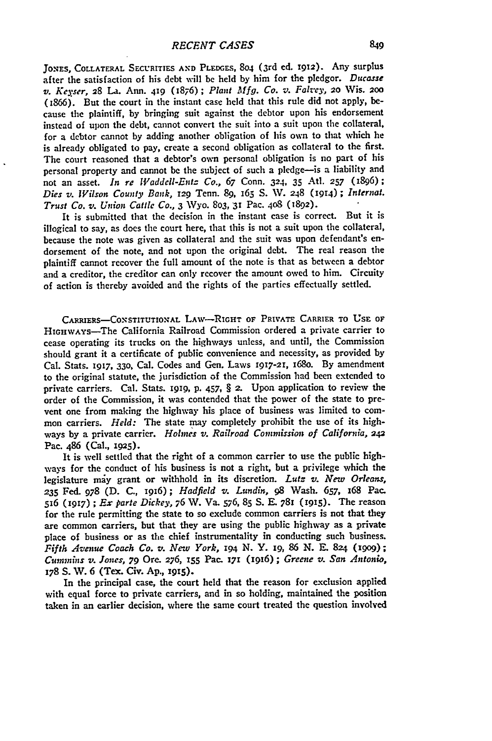JONES, COLLATERAL SECURITIES AND PLEDGES, 804 (3rd ed. 1912). Any surplus after the satisfaction of his debt will be held by him for the pledgor. *Ducasse v. Keyser*, 28 La. Ann. 419 (1876); *Plant Mfg. Co. v. Falvey*, 20 Wis. 200 (1866). But the court in the instant case held that this rule did not apply, because the plaintiff, by bringing suit against the debtor upon his endorsement instead of upon the debt, cannot convert the suit into a suit upon the collateral, for a debtor cannot by adding another obligation of his own to that which he is already obligated to pay, create a second obligation as collateral to the first. The court reasoned that a debtor's own personal obligation is no part of his personal property and cannot be the subject of such a pledge—is a liability and not an asset. *In re Waddell-Entz Co.*, 67 Conn. 324, 35 Atl. 257 (1896); *Dies v. Wilson County Bank*, 129 Tenn. 89, 165 S. W. 248 (1914); *Internat. Trust Co. v. Union Cattle Co.*, 3 Wyo. 803, 31 Pac. 408 (1892).

It is submitted that the decision in the instant case is correct. But it is illogical to say, as does the court here, that this is not a suit upon the collateral, because the note was given as collateral and the suit was upon defendant's endorsement of the note, and not upon the original debt. The real reason the plaintiff cannot recover the full amount of the note is that as between a debtor and a creditor, the creditor can only recover the amount owed to him. Circuity of action is thereby avoided and the rights of the parties effectually settled.

CARRIERS—CONSTITUTIONAL LAW—RIGHT OF PRIVATE CARRIER TO USE OF HIGHWAYS—The California Railroad Commission ordered a private carrier to cease operating its trucks on the highways unless, and until, the Commission should grant it a certificate of public convenience and necessity, as provided by Cal. Stats. 1917, 330, Cal. Codes and Gen. Laws 1917-21, 1680. By amendment to the original statute, the jurisdiction of the Commission had been extended to private carriers. Cal. Stats. 1919, p. 457, § 2. Upon application to review the order of the Commission, it was contended that the power of the state to prevent one from making the highway his place of business was limited to common carriers. *Held:* The state may completely prohibit the use of its highways by a private carrier. *Holmes v. Railroad Commission of California*, 242 Pac. 486 (Cal., 1925).

It is well settled that the right of a common carrier to use the public highways for the conduct of his business is not a right, but a privilege which the legislature may grant or withhold in its discretion. *Lutz v. New Orleans*, 235 Fed. 978 (D. C., 1916); *Hadfield v. Lundin*, 98 Wash. 657, 168 Pac. 516 (1917); *Ex parte Dickey*, 76 W. Va. 576, 85 S. E. 781 (1915). The reason for the rule permitting the state to so exclude common carriers is not that they are common carriers, but that they are using the public highway as a private place of business or as the chief instrumentality in conducting such business. *Fifth Avenue Coach Co. v. New York*, 194 N. Y. 19, 86 N. E. 824 (1909); *Cummins v. Jones*, 79 Ore. 276, 155 Pac. 171 (1916); *Greene v. San Antonio*, 178 S. W. 6 (Tex. Civ. Ap., 1915).

In the principal case, the court held that the reason for exclusion applied with equal force to private carriers, and in so holding, maintained the position taken in an earlier decision, where the same court treated the question involved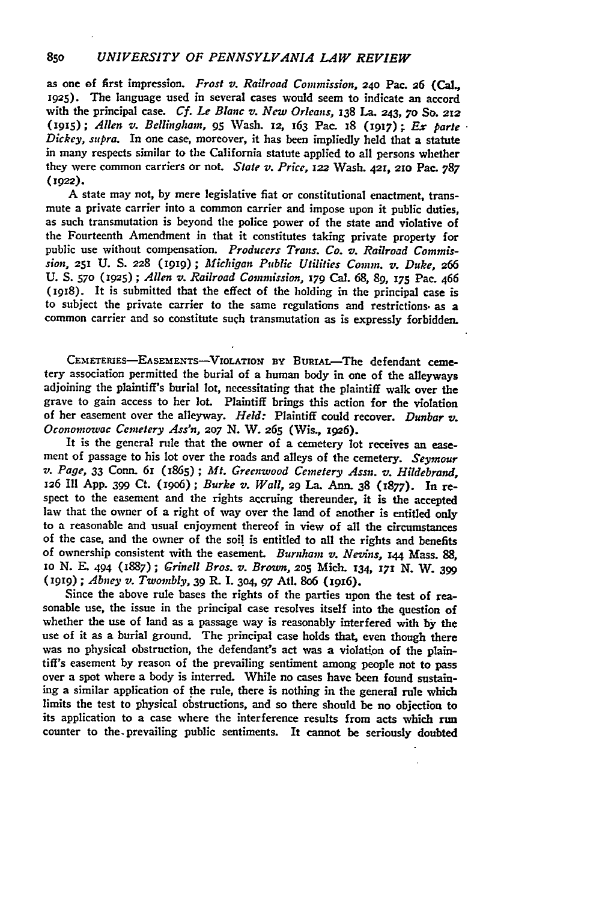as one of first impression. *Frost v. Railroad Commission*, 240 Pac. 26 (Cal., 1925). The language used in several cases would seem to indicate an accord with the principal case. *Cf. Le Blanc v. New Orleans*, 138 La. 243, 70 So. 212 (1915); *Allen v. Bellingham*, 95 Wash. 12, 163 Pac. 18 (1917); *Ex parte Dickey, supra.* In one case, moreover, it has been impliedly held that a statute in many respects similar to the California statute applied to all persons whether they were common carriers or not. *State v. Price*, 122 Wash. 421, 210 Pac. 787 (1922).

A state may not, by mere legislative fiat or constitutional enactment, transmute a private carrier into a common carrier and impose upon it public duties, as such transmutation is beyond the police power of the state and violative of the Fourteenth Amendment in that it constitutes taking private property for public use without compensation. *Producers Trans. Co. v. Railroad Commission*, 251 U. S. 228 (1919); *Michigan Public Utilities Comm. v. Duke*, 266 U. S. 570 (1925); *Allen v. Railroad Commission*, 179 Cal. 68, 89, 175 Pac. 466 (1918). It is submitted that the effect of the holding in the principal case is to subject the private carrier to the same regulations and restrictions as a common carrier and so constitute such transmutation as is expressly forbidden.

CEMETERIES—EASEMENTS—VIOLATION BY BURIAL—The defendant cemetery association permitted the burial of a human body in one of the alleyways adjoining the plaintiff's burial lot, necessitating that the plaintiff walk over the grave to gain access to her lot. Plaintiff brings this action for the violation of her easement over the alleyway. *Held:* Plaintiff could recover. *Dunbar v. Oconomowoc Cemetery Ass'n*, 207 N. W. 265 (Wis., 1926).

It is the general rule that the owner of a cemetery lot receives an easement of passage to his lot over the roads and alleys of the cemetery. *Seymour v. Page*, 33 Conn. 61 (1865); *Mt. Greenwood Cemetery Assn. v. Hildebrand*, 126 Ill App. 399 Ct. (1906); *Burke v. Wall*, 29 La. Ann. 38 (1877). In respect to the easement and the rights accruing thereunder, it is the accepted law that the owner of a right of way over the land of another is entitled only to a reasonable and usual enjoyment thereof in view of all the circumstances of the case, and the owner of the soil is entitled to all the rights and benefits of ownership consistent with the easement. *Burnham v. Nevins*, 144 Mass. 88, 10 N. E. 494 (1887); *Grinell Bros. v. Brown*, 205 Mich. 134, 171 N. W. 399 (1919); *Abney v. Twombly*, 39 R. I. 304, 97 Atl. 806 (1916).

Since the above rule bases the rights of the parties upon the test of reasonable use, the issue in the principal case resolves itself into the question of whether the use of land as a passage way is reasonably interfered with by the use of it as a burial ground. The principal case holds that, even though there was no physical obstruction, the defendant's act was a violation of the plaintiff's easement by reason of the prevailing sentiment among people not to pass over a spot where a body is interred. While no cases have been found sustaining a similar application of the rule, there is nothing in the general rule which limits the test to physical obstructions, and so there should be no objection to its application to a case where the interference results from acts which run counter to the prevailing public sentiments. It cannot be seriously doubted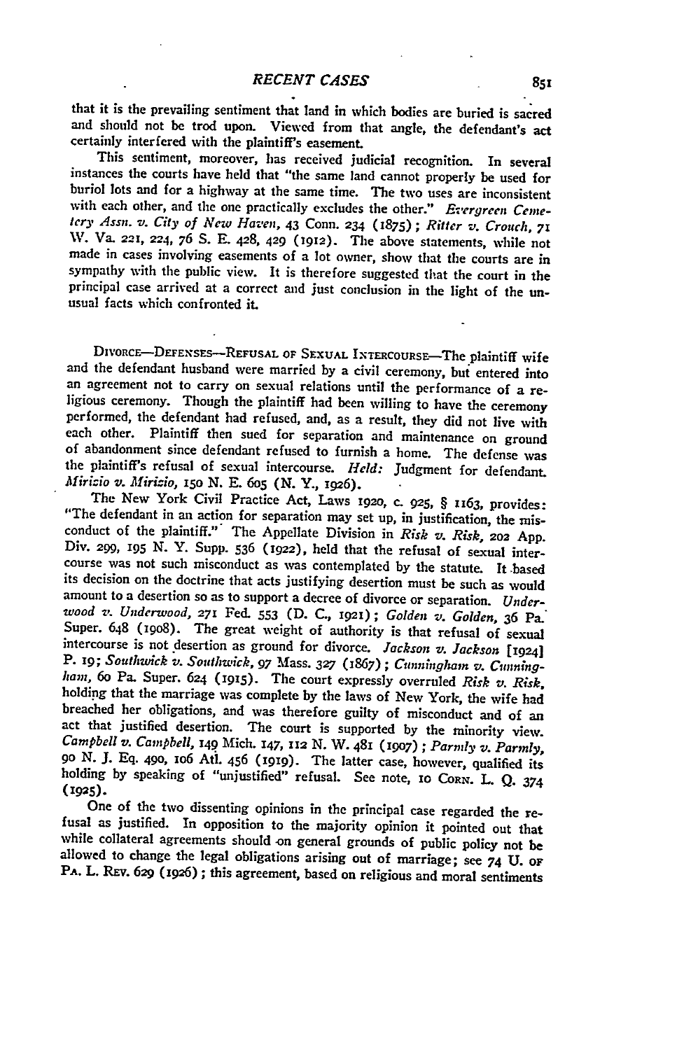that it is the prevailing sentiment that land in which bodies are buried is sacred and should not be trod upon. Viewed from that angle, the defendant's act certainly interfered with the plaintiff's easement.

This sentiment, moreover, has received judicial recognition. In several instances the courts have held that "the same land cannot properly be used for buriol lots and for a highway at the same time. The two uses are inconsistent with each other, and the one practically excludes the other." *Evergreen Cemetery Assn. v. City of New Haven*, 43 Conn. 234 (1875); *Ritter v. Crouch*, 71 W. Va. 221, 224, 76 S. E. 428, 429 (1912). The above statements, while not made in cases involving easements of a lot owner, show that the courts are in sympathy with the public view. It is therefore suggested that the court in the principal case arrived at a correct and just conclusion in the light of the unusual facts which confronted it.

DIVORCE—DEFENSES—REFUSAL OF SEXUAL INTERCOURSE—The plaintiff wife and the defendant husband were married by a civil ceremony, but entered into an agreement not to carry on sexual relations until the performance of a religious ceremony. Though the plaintiff had been willing to have the ceremony performed, the defendant had refused, and, as a result, they did not live with each other. Plaintiff then sued for separation and maintenance on ground of abandonment since defendant refused to furnish a home. The defense was the plaintiff's refusal of sexual intercourse. *Held:* Judgment for defendant. *Mirizio v. Mirizio*, 150 N. E. 605 (N. Y., 1926).

The New York Civil Practice Act, Laws 1920, c. 925, § 1163, provides: "The defendant in an action for separation may set up, in justification, the misconduct of the plaintiff." The Appellate Division in *Risk v. Risk*, 202 App. Div. 299, 195 N. Y. Supp. 536 (1922), held that the refusal of sexual intercourse was not such misconduct as was contemplated by the statute. It based its decision on the doctrine that acts justifying desertion must be such as would amount to a desertion so as to support a decree of divorce or separation. *Underwood v. Underwood*, 271 Fed. 553 (D. C., 1921); *Golden v. Golden*, 36 Pa. Super. 648 (1908). The great weight of authority is that refusal of sexual intercourse is not desertion as ground for divorce. *Jackson v. Jackson* [1924] P. 19; *Southwick v. Southwick*, 97 Mass. 327 (1867); *Cunningham v. Cunningham*, 60 Pa. Super. 624 (1915). The court expressly overruled *Risk v. Risk*, holding that the marriage was complete by the laws of New York, the wife had breached her obligations, and was therefore guilty of misconduct and of an act that justified desertion. The court is supported by the minority view. *Campbell v. Campbell*, 149 Mich. 147, 112 N. W. 481 (1907); *Parmly v. Parmly*, 90 N. J. Eq. 490, 106 Atl. 456 (1919). The latter case, however, qualified its holding by speaking of "unjustified" refusal. See note, 10 CORN. L. Q. 374 (1925).

One of the two dissenting opinions in the principal case regarded the refusal as justified. In opposition to the majority opinion it pointed out that while collateral agreements should on general grounds of public policy not be allowed to change the legal obligations arising out of marriage; see 74 U. OF PA. L. REV. 629 (1926); this agreement, based on religious and moral sentiments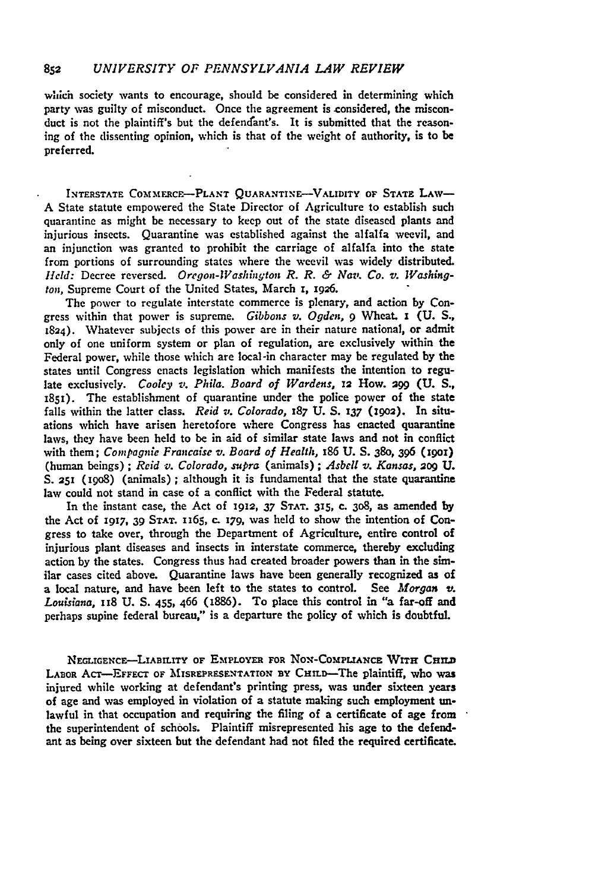which society wants to encourage, should be considered in determining which party was guilty of misconduct. Once the agreement is considered, the misconduct is not the plaintiff's but the defendant's. It is submitted that the reasoning of the dissenting opinion, which is that of the weight of authority, is to be preferred.

INTERSTATE COMMERCE—PLANT QUARANTINE—VALIDITY OF STATE LAW—A State statute empowered the State Director of Agriculture to establish such quarantine as might be necessary to keep out of the state diseased plants and injurious insects. Quarantine was established against the alfalfa weevil, and an injunction was granted to prohibit the carriage of alfalfa into the state from portions of surrounding states where the weevil was widely distributed. *Held:* Decree reversed. *Oregon-Washington R. R. & Nav. Co. v. Washington*, Supreme Court of the United States, March 1, 1926.

The power to regulate interstate commerce is plenary, and action by Congress within that power is supreme. *Gibbons v. Ogden*, 9 Wheat. 1 (U. S., 1824). Whatever subjects of this power are in their nature national, or admit only of one uniform system or plan of regulation, are exclusively within the Federal power, while those which are local in character may be regulated by the states until Congress enacts legislation which manifests the intention to regulate exclusively. *Cooley v. Phila. Board of Wardens*, 12 How. 299 (U. S., 1851). The establishment of quarantine under the police power of the state falls within the latter class. *Reid v. Colorado*, 187 U. S. 137 (1902). In situations which have arisen heretofore where Congress has enacted quarantine laws, they have been held to be in aid of similar state laws and not in conflict with them; *Compagnie Francaise v. Board of Health*, 186 U. S. 380, 396 (1901) (human beings); *Reid v. Colorado, supra* (animals); *Asbell v. Kansas*, 209 U. S. 251 (1908) (animals); although it is fundamental that the state quarantine law could not stand in case of a conflict with the Federal statute.

In the instant case, the Act of 1912, 37 STAT. 315, c. 308, as amended by the Act of 1917, 39 STAT. 1165, c. 179, was held to show the intention of Congress to take over, through the Department of Agriculture, entire control of injurious plant diseases and insects in interstate commerce, thereby excluding action by the states. Congress thus had created broader powers than in the similar cases cited above. Quarantine laws have been generally recognized as of a local nature, and have been left to the states to control. See *Morgan v. Louisiana*, 118 U. S. 455, 466 (1886). To place this control in "a far-off and perhaps supine federal bureau," is a departure the policy of which is doubtful.

NEGLIGENCE—LIABILITY OF EMPLOYER FOR NON-COMPLIANCE WITH CHILD LABOR ACT—EFFECT OF MISREPRESENTATION BY CHILD—The plaintiff, who was injured while working at defendant's printing press, was under sixteen years of age and was employed in violation of a statute making such employment unlawful in that occupation and requiring the filing of a certificate of age from the superintendent of schools. Plaintiff misrepresented his age to the defendant as being over sixteen but the defendant had not filed the required certificate.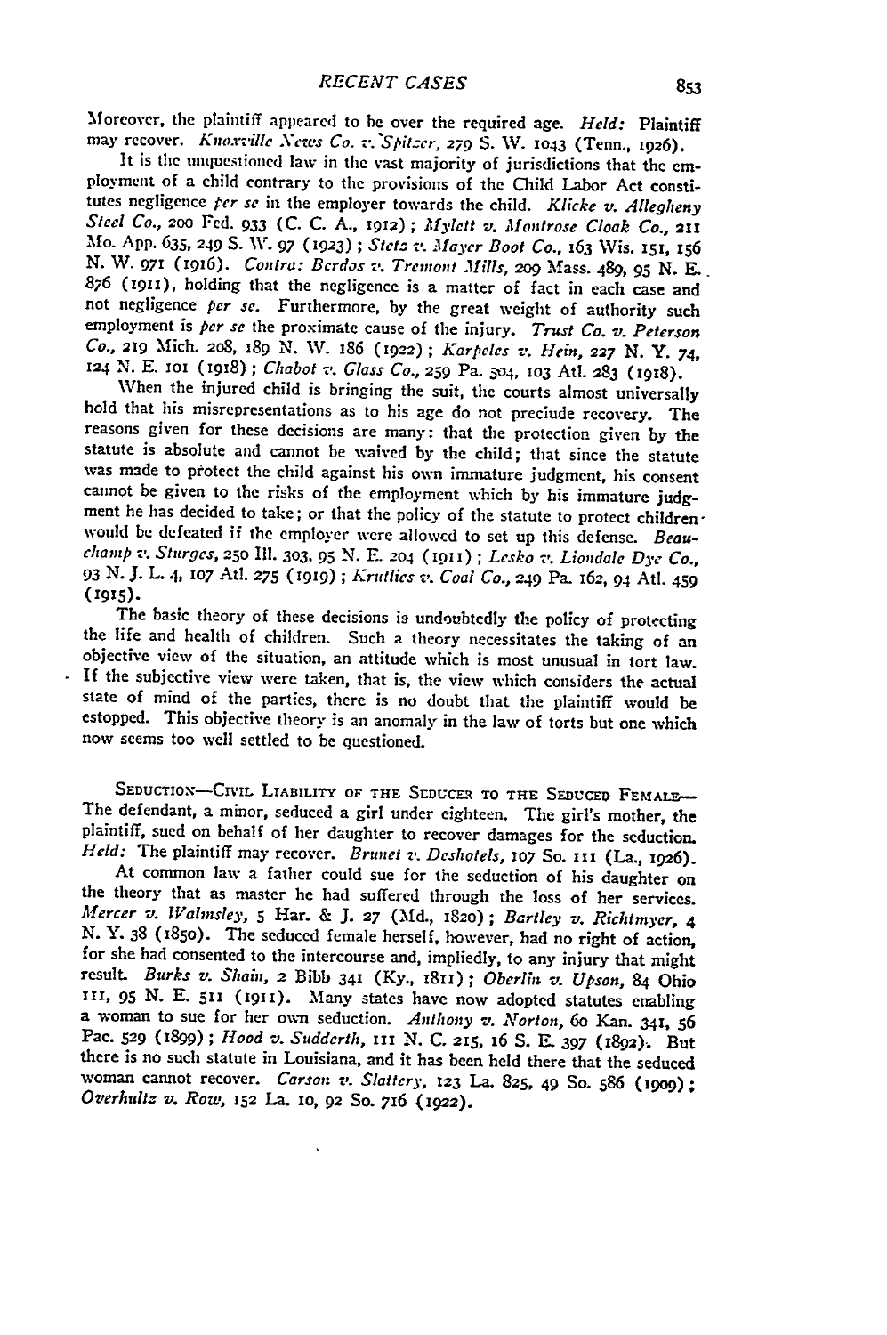Moreover, the plaintiff appeared to be over the required age. *Held:* Plaintiff may recover. *Knoxville News Co. v. Spitzer*, 279 S. W. 1043 (Tenn., 1926).

It is the unquestioned law in the vast majority of jurisdictions that the employment of a child contrary to the provisions of the Child Labor Act constitutes negligence *per se* in the employer towards the child. *Klicke v. Allegheny Steel Co.*, 200 Fed. 933 (C. C. A., 1912); *Mylett v. Montrose Cloak Co.*, 211 Mo. App. 635, 249 S. W. 97 (1923); *Stetz v. Mayer Boot Co.*, 163 Wis. 151, 156 N. W. 971 (1916). *Contra: Berdos v. Tremont Mills*, 209 Mass. 489, 95 N. E. 876 (1911), holding that the negligence is a matter of fact in each case and not negligence *per se*. Furthermore, by the great weight of authority such employment is *per se* the proximate cause of the injury. *Trust Co. v. Peterson Co.*, 219 Mich. 208, 189 N. W. 186 (1922); *Karpeles v. Hein*, 227 N. Y. 74, 124 N. E. 101 (1918); *Chabot v. Glass Co.*, 259 Pa. 504, 103 Atl. 283 (1918).

When the injured child is bringing the suit, the courts almost universally hold that his misrepresentations as to his age do not preclude recovery. The reasons given for these decisions are many: that the protection given by the statute is absolute and cannot be waived by the child; that since the statute was made to protect the child against his own immature judgment, his consent cannot be given to the risks of the employment which by his immature judgment he has decided to take; or that the policy of the statute to protect children would be defeated if the employer were allowed to set up this defense. *Beauchamp v. Sturges*, 250 Ill. 303, 95 N. E. 204 (1911); *Lesko v. Liondale Dye Co.*, 93 N. J. L. 4, 107 Atl. 275 (1919); *Krutlies v. Coal Co.*, 249 Pa. 162, 94 Atl. 459 (1915).

The basic theory of these decisions is undoubtedly the policy of protecting the life and health of children. Such a theory necessitates the taking of an objective view of the situation, an attitude which is most unusual in tort law. If the subjective view were taken, that is, the view which considers the actual state of mind of the parties, there is no doubt that the plaintiff would be estopped. This objective theory is an anomaly in the law of torts but one which now seems too well settled to be questioned.

SEDUCTION—CIVIL LIABILITY OF THE SEDUCER TO THE SEDUCED FEMALE—The defendant, a minor, seduced a girl under eighteen. The girl's mother, the plaintiff, sued on behalf of her daughter to recover damages for the seduction. *Held:* The plaintiff may recover. *Brunet v. Deshotels*, 107 So. 111 (La., 1926).

At common law a father could sue for the seduction of his daughter on the theory that as master he had suffered through the loss of her services. *Mercer v. Walmsley*, 5 Har. & J. 27 (Md., 1820); *Bartley v. Richtmyer*, 4 N. Y. 38 (1850). The seduced female herself, however, had no right of action, for she had consented to the intercourse and, impliedly, to any injury that might result. *Burks v. Shain*, 2 Bibb 341 (Ky., 1811); *Oberlin v. Upson*, 84 Ohio 111, 95 N. E. 511 (1911). Many states have now adopted statutes enabling a woman to sue for her own seduction. *Anthony v. Norton*, 60 Kan. 341, 56 Pac. 529 (1899); *Hood v. Sudderth*, 111 N. C. 215, 16 S. E. 397 (1892). But there is no such statute in Louisiana, and it has been held there that the seduced woman cannot recover. *Carson v. Slattery*, 123 La. 825, 49 So. 586 (1909); *Overhultz v. Row*, 152 La. 10, 92 So. 716 (1922).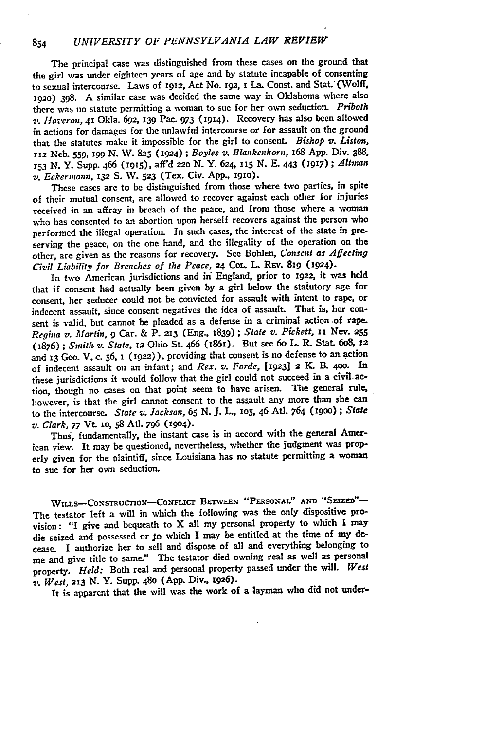The principal case was distinguished from these cases on the ground that the girl was under eighteen years of age and by statute incapable of consenting to sexual intercourse. Laws of 1912, Act No. 192, 1 La. Const. and Stat. (Wolff, 1920) 398. A similar case was decided the same way in Oklahoma where also there was no statute permitting a woman to sue for her own seduction. *Priboth v. Haveron*, 41 Okla. 692, 139 Pac. 973 (1914). Recovery has also been allowed in actions for damages for the unlawful intercourse or for assault on the ground that the statutes make it impossible for the girl to consent. *Bishop v. Liston*, 112 Neb. 559, 199 N. W. 825 (1924); *Boyles v. Blankenhorn*, 168 App. Div. 388, 153 N. Y. Supp. 466 (1915), aff'd 220 N. Y. 624, 115 N. E. 443 (1917); *Altman v. Eckermann*, 132 S. W. 523 (Tex. Civ. App., 1910).

These cases are to be distinguished from those where two parties, in spite of their mutual consent, are allowed to recover against each other for injuries received in an affray in breach of the peace, and from those where a woman who has consented to an abortion upon herself recovers against the person who performed the illegal operation. In such cases, the interest of the state in preserving the peace, on the one hand, and the illegality of the operation on the other, are given as the reasons for recovery. See Bohlen, *Consent as Affecting Civil Liability for Breaches of the Peace*, 24 Col. L. Rev. 819 (1924).

In two American jurisdictions and in England, prior to 1922, it was held that if consent had actually been given by a girl below the statutory age for consent, her seducer could not be convicted for assault with intent to rape, or indecent assault, since consent negatives the idea of assault. That is, her consent is valid, but cannot be pleaded as a defense in a criminal action of rape. *Regina v. Martin*, 9 Car. & P. 213 (Eng., 1839); *State v. Pickett*, 11 Nev. 255 (1876); *Smith v. State*, 12 Ohio St. 466 (1861). But see 60 L. R. Stat. 608, 12 and 13 Geo. V, c. 56, 1 (1922)), providing that consent is no defense to an action of indecent assault on an infant; and *Rex. v. Forde*, [1923] 2 K. B. 400. In these jurisdictions it would follow that the girl could not succeed in a civil action, though no cases on that point seem to have arisen. The general rule, however, is that the girl cannot consent to the assault any more than she can to the intercourse. *State v. Jackson*, 65 N. J. L., 105, 46 Atl. 764 (1900); *State v. Clark*, 77 Vt. 10, 58 Atl. 796 (1904).

Thus, fundamentally, the instant case is in accord with the general American view. It may be questioned, nevertheless, whether the judgment was properly given for the plaintiff, since Louisiana has no statute permitting a woman to sue for her own seduction.

WILLS—CONSTRUCTION—CONFLICT BETWEEN "PERSONAL" AND "SEIZED"—The testator left a will in which the following was the only dispositive provision: "I give and bequeath to X all my personal property to which I may die seized and possessed or to which I may be entitled at the time of my decease. I authorize her to sell and dispose of all and everything belonging to me and give title to same." The testator died owning real as well as personal property. *Held:* Both real and personal property passed under the will. *West v. West*, 213 N. Y. Supp. 480 (App. Div., 1926).

It is apparent that the will was the work of a layman who did not under-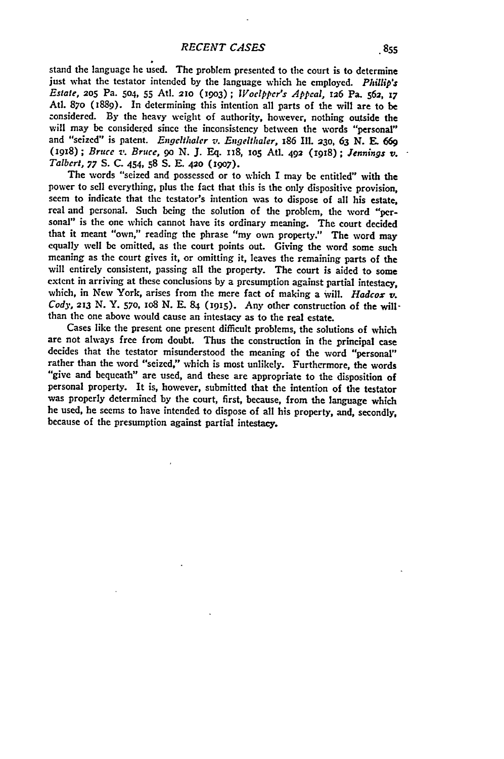stand the language he used. The problem presented to the court is to determine just what the testator intended by the language which he employed. *Phillip's Estate*, 205 Pa. 504, 55 Atl. 210 (1903); *Woelpper's Appeal*, 126 Pa. 562, 17 Atl. 870 (1889). In determining this intention all parts of the will are to be considered. By the heavy weight of authority, however, nothing outside the will may be considered since the inconsistency between the words "personal" and "seized" is patent. *Engelthaler v. Engelthaler*, 186 Ill. 230, 63 N. E. 669 (1918); *Bruce v. Bruce*, 90 N. J. Eq. 118, 105 Atl. 492 (1918); *Jennings v. Talbert*, 77 S. C. 454, 58 S. E. 420 (1907).

The words "seized and possessed or to which I may be entitled" with the power to sell everything, plus the fact that this is the only dispositive provision, seem to indicate that the testator's intention was to dispose of all his estate, real and personal. Such being the solution of the problem, the word "personal" is the one which cannot have its ordinary meaning. The court decided that it meant "own," reading the phrase "my own property." The word may equally well be omitted, as the court points out. Giving the word some such meaning as the court gives it, or omitting it, leaves the remaining parts of the will entirely consistent, passing all the property. The court is aided to some extent in arriving at these conclusions by a presumption against partial intestacy, which, in New York, arises from the mere fact of making a will. *Hadcox v. Cody*, 213 N. Y. 570, 108 N. E. 84 (1915). Any other construction of the will than the one above would cause an intestacy as to the real estate.

Cases like the present one present difficult problems, the solutions of which are not always free from doubt. Thus the construction in the principal case decides that the testator misunderstood the meaning of the word "personal" rather than the word "seized," which is most unlikely. Furthermore, the words "give and bequeath" are used, and these are appropriate to the disposition of personal property. It is, however, submitted that the intention of the testator was properly determined by the court, first, because, from the language which he used, he seems to have intended to dispose of all his property, and, secondly, because of the presumption against partial intestacy.